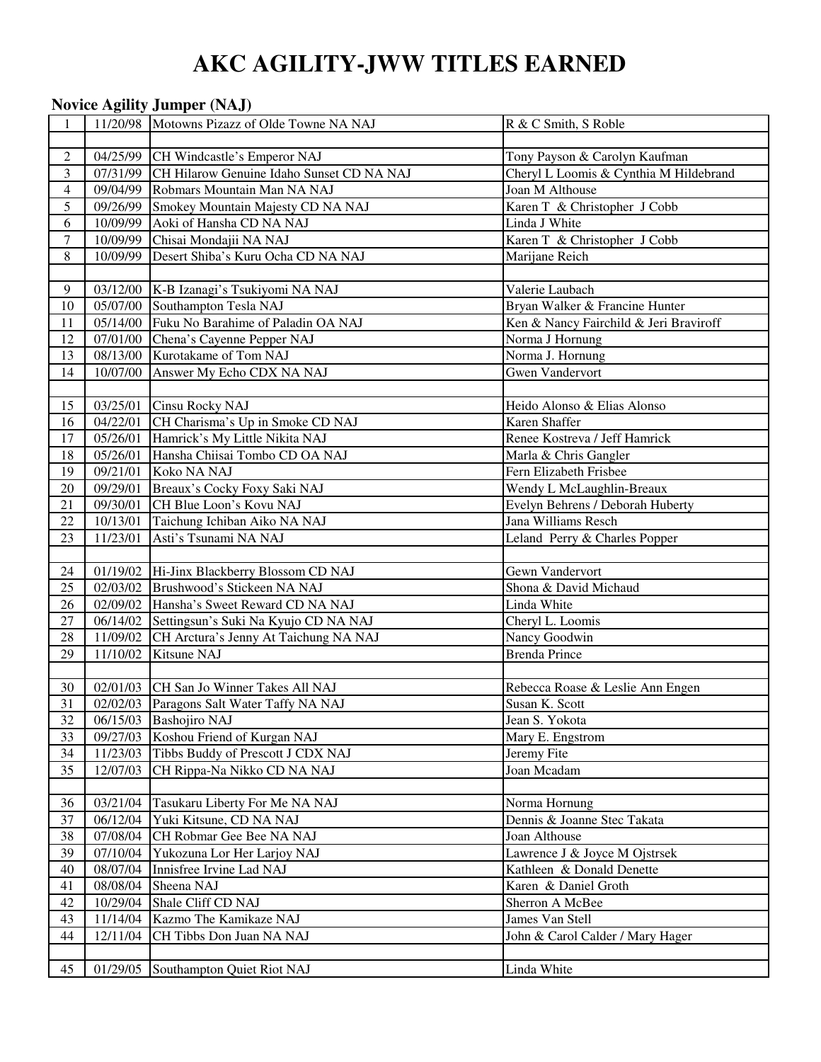# AKC AGILITY-JWW TITLES EARNED

## Novice Agility Jumper (NAJ)

| # | Date | Dog | Owner |
|---|---|---|---|
| 1 | 11/20/98 | Motowns Pizazz of Olde Towne NA NAJ | R & C Smith, S Roble |
| | | | |
| 2 | 04/25/99 | CH Windcastle's Emperor NAJ | Tony Payson & Carolyn Kaufman |
| 3 | 07/31/99 | CH Hilarow Genuine Idaho Sunset CD NA NAJ | Cheryl L Loomis & Cynthia M Hildebrand |
| 4 | 09/04/99 | Robmars Mountain Man NA NAJ | Joan M Althouse |
| 5 | 09/26/99 | Smokey Mountain Majesty CD NA NAJ | Karen T & Christopher J Cobb |
| 6 | 10/09/99 | Aoki of Hansha CD NA NAJ | Linda J White |
| 7 | 10/09/99 | Chisai Mondajii NA NAJ | Karen T & Christopher J Cobb |
| 8 | 10/09/99 | Desert Shiba's Kuru Ocha CD NA NAJ | Marijane Reich |
| | | | |
| 9 | 03/12/00 | K-B Izanagi's Tsukiyomi NA NAJ | Valerie Laubach |
| 10 | 05/07/00 | Southampton Tesla NAJ | Bryan Walker & Francine Hunter |
| 11 | 05/14/00 | Fuku No Barahime of Paladin OA NAJ | Ken & Nancy Fairchild & Jeri Braviroff |
| 12 | 07/01/00 | Chena's Cayenne Pepper NAJ | Norma J Hornung |
| 13 | 08/13/00 | Kurotakame of Tom NAJ | Norma J. Hornung |
| 14 | 10/07/00 | Answer My Echo CDX NA NAJ | Gwen Vandervort |
| | | | |
| 15 | 03/25/01 | Cinsu Rocky NAJ | Heido Alonso & Elias Alonso |
| 16 | 04/22/01 | CH Charisma's Up in Smoke CD NAJ | Karen Shaffer |
| 17 | 05/26/01 | Hamrick's My Little Nikita NAJ | Renee Kostreva / Jeff Hamrick |
| 18 | 05/26/01 | Hansha Chiisai Tombo CD OA NAJ | Marla & Chris Gangler |
| 19 | 09/21/01 | Koko NA NAJ | Fern Elizabeth Frisbee |
| 20 | 09/29/01 | Breaux's Cocky Foxy Saki NAJ | Wendy L McLaughlin-Breaux |
| 21 | 09/30/01 | CH Blue Loon's Kovu NAJ | Evelyn Behrens / Deborah Huberty |
| 22 | 10/13/01 | Taichung Ichiban Aiko NA NAJ | Jana Williams Resch |
| 23 | 11/23/01 | Asti's Tsunami NA NAJ | Leland Perry & Charles Popper |
| | | | |
| 24 | 01/19/02 | Hi-Jinx Blackberry Blossom CD NAJ | Gewn Vandervort |
| 25 | 02/03/02 | Brushwood's Stickeen NA NAJ | Shona & David Michaud |
| 26 | 02/09/02 | Hansha's Sweet Reward CD NA NAJ | Linda White |
| 27 | 06/14/02 | Settingsun's Suki Na Kyujo CD NA NAJ | Cheryl L. Loomis |
| 28 | 11/09/02 | CH Arctura's Jenny At Taichung NA NAJ | Nancy Goodwin |
| 29 | 11/10/02 | Kitsune NAJ | Brenda Prince |
| | | | |
| 30 | 02/01/03 | CH San Jo Winner Takes All NAJ | Rebecca Roase & Leslie Ann Engen |
| 31 | 02/02/03 | Paragons Salt Water Taffy NA NAJ | Susan K. Scott |
| 32 | 06/15/03 | Bashojiro NAJ | Jean S. Yokota |
| 33 | 09/27/03 | Koshou Friend of Kurgan NAJ | Mary E. Engstrom |
| 34 | 11/23/03 | Tibbs Buddy of Prescott J CDX NAJ | Jeremy Fite |
| 35 | 12/07/03 | CH Rippa-Na Nikko CD NA NAJ | Joan Mcadam |
| | | | |
| 36 | 03/21/04 | Tasukaru Liberty For Me NA NAJ | Norma Hornung |
| 37 | 06/12/04 | Yuki Kitsune, CD NA NAJ | Dennis & Joanne Stec Takata |
| 38 | 07/08/04 | CH Robmar Gee Bee NA NAJ | Joan Althouse |
| 39 | 07/10/04 | Yukozuna Lor Her Larjoy NAJ | Lawrence J & Joyce M Ojstrsek |
| 40 | 08/07/04 | Innisfree Irvine Lad NAJ | Kathleen & Donald Denette |
| 41 | 08/08/04 | Sheena NAJ | Karen & Daniel Groth |
| 42 | 10/29/04 | Shale Cliff CD NAJ | Sherron A McBee |
| 43 | 11/14/04 | Kazmo The Kamikaze NAJ | James Van Stell |
| 44 | 12/11/04 | CH Tibbs Don Juan NA NAJ | John & Carol Calder / Mary Hager |
| | | | |
| 45 | 01/29/05 | Southampton Quiet Riot NAJ | Linda White |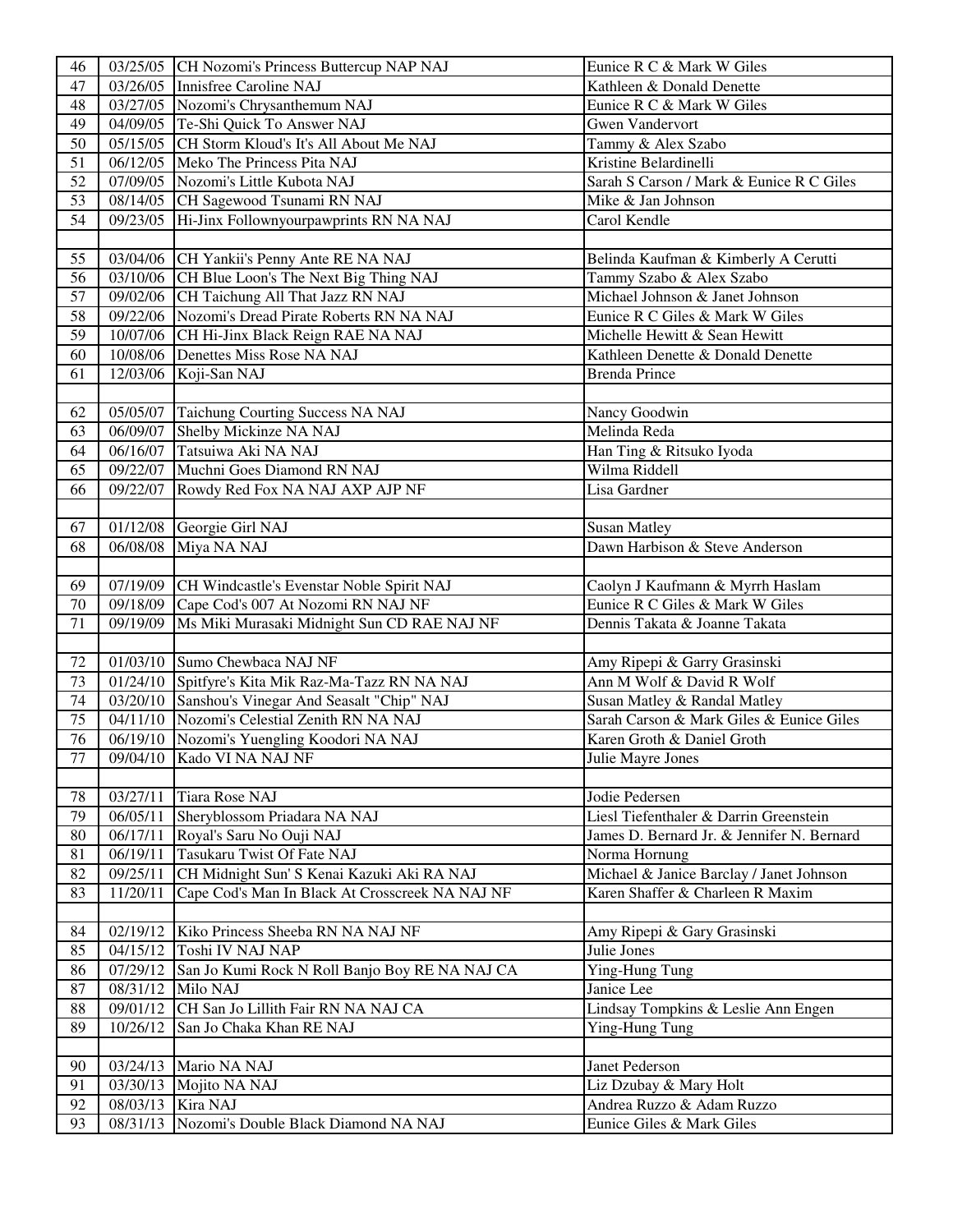| | | | |
|---|---|---|---|
| 46 | 03/25/05 | CH Nozomi's Princess Buttercup NAP NAJ | Eunice R C & Mark W Giles |
| 47 | 03/26/05 | Innisfree Caroline NAJ | Kathleen & Donald Denette |
| 48 | 03/27/05 | Nozomi's Chrysanthemum NAJ | Eunice R C & Mark W Giles |
| 49 | 04/09/05 | Te-Shi Quick To Answer NAJ | Gwen Vandervort |
| 50 | 05/15/05 | CH Storm Kloud's It's All About Me NAJ | Tammy & Alex Szabo |
| 51 | 06/12/05 | Meko The Princess Pita NAJ | Kristine Belardinelli |
| 52 | 07/09/05 | Nozomi's Little Kubota NAJ | Sarah S Carson / Mark & Eunice R C Giles |
| 53 | 08/14/05 | CH Sagewood Tsunami RN NAJ | Mike & Jan Johnson |
| 54 | 09/23/05 | Hi-Jinx Followyourpawprints RN NA NAJ | Carol Kendle |
| | | | |
| 55 | 03/04/06 | CH Yankii's Penny Ante RE NA NAJ | Belinda Kaufman & Kimberly A Cerutti |
| 56 | 03/10/06 | CH Blue Loon's The Next Big Thing NAJ | Tammy Szabo & Alex Szabo |
| 57 | 09/02/06 | CH Taichung All That Jazz RN NAJ | Michael Johnson & Janet Johnson |
| 58 | 09/22/06 | Nozomi's Dread Pirate Roberts RN NA NAJ | Eunice R C Giles & Mark W Giles |
| 59 | 10/07/06 | CH Hi-Jinx Black Reign RAE NA NAJ | Michelle Hewitt & Sean Hewitt |
| 60 | 10/08/06 | Denettes Miss Rose NA NAJ | Kathleen Denette & Donald Denette |
| 61 | 12/03/06 | Koji-San NAJ | Brenda Prince |
| | | | |
| 62 | 05/05/07 | Taichung Courting Success NA NAJ | Nancy Goodwin |
| 63 | 06/09/07 | Shelby Mickinze NA NAJ | Melinda Reda |
| 64 | 06/16/07 | Tatsuiwa Aki NA NAJ | Han Ting & Ritsuko Iyoda |
| 65 | 09/22/07 | Muchni Goes Diamond RN NAJ | Wilma Riddell |
| 66 | 09/22/07 | Rowdy Red Fox NA NAJ AXP AJP NF | Lisa Gardner |
| | | | |
| 67 | 01/12/08 | Georgie Girl NAJ | Susan Matley |
| 68 | 06/08/08 | Miya NA NAJ | Dawn Harbison & Steve Anderson |
| | | | |
| 69 | 07/19/09 | CH Windcastle's Evenstar Noble Spirit NAJ | Caolyn J Kaufmann & Myrrh Haslam |
| 70 | 09/18/09 | Cape Cod's 007 At Nozomi RN NAJ NF | Eunice R C Giles & Mark W Giles |
| 71 | 09/19/09 | Ms Miki Murasaki Midnight Sun CD RAE NAJ NF | Dennis Takata & Joanne Takata |
| | | | |
| 72 | 01/03/10 | Sumo Chewbaca NAJ NF | Amy Ripepi & Garry Grasinski |
| 73 | 01/24/10 | Spitfyre's Kita Mik Raz-Ma-Tazz RN NA NAJ | Ann M Wolf & David R Wolf |
| 74 | 03/20/10 | Sanshou's Vinegar And Seasalt "Chip" NAJ | Susan Matley & Randal Matley |
| 75 | 04/11/10 | Nozomi's Celestial Zenith RN NA NAJ | Sarah Carson & Mark Giles & Eunice Giles |
| 76 | 06/19/10 | Nozomi's Yuengling Koodori NA NAJ | Karen Groth & Daniel Groth |
| 77 | 09/04/10 | Kado VI NA NAJ NF | Julie Mayre Jones |
| | | | |
| 78 | 03/27/11 | Tiara Rose NAJ | Jodie Pedersen |
| 79 | 06/05/11 | Sheryblossom Priadara NA NAJ | Liesl Tiefenthaler & Darrin Greenstein |
| 80 | 06/17/11 | Royal's Saru No Ouji NAJ | James D. Bernard Jr. & Jennifer N. Bernard |
| 81 | 06/19/11 | Tasukaru Twist Of Fate NAJ | Norma Hornung |
| 82 | 09/25/11 | CH Midnight Sun' S Kenai Kazuki Aki RA NAJ | Michael & Janice Barclay / Janet Johnson |
| 83 | 11/20/11 | Cape Cod's Man In Black At Crosscreek NA NAJ NF | Karen Shaffer & Charleen R Maxim |
| | | | |
| 84 | 02/19/12 | Kiko Princess Sheeba RN NA NAJ NF | Amy Ripepi & Gary Grasinski |
| 85 | 04/15/12 | Toshi IV NAJ NAP | Julie Jones |
| 86 | 07/29/12 | San Jo Kumi Rock N Roll Banjo Boy RE NA NAJ CA | Ying-Hung Tung |
| 87 | 08/31/12 | Milo NAJ | Janice Lee |
| 88 | 09/01/12 | CH San Jo Lillith Fair RN NA NAJ CA | Lindsay Tompkins & Leslie Ann Engen |
| 89 | 10/26/12 | San Jo Chaka Khan RE NAJ | Ying-Hung Tung |
| | | | |
| 90 | 03/24/13 | Mario NA NAJ | Janet Pederson |
| 91 | 03/30/13 | Mojito NA NAJ | Liz Dzubay & Mary Holt |
| 92 | 08/03/13 | Kira NAJ | Andrea Ruzzo & Adam Ruzzo |
| 93 | 08/31/13 | Nozomi's Double Black Diamond NA NAJ | Eunice Giles & Mark Giles |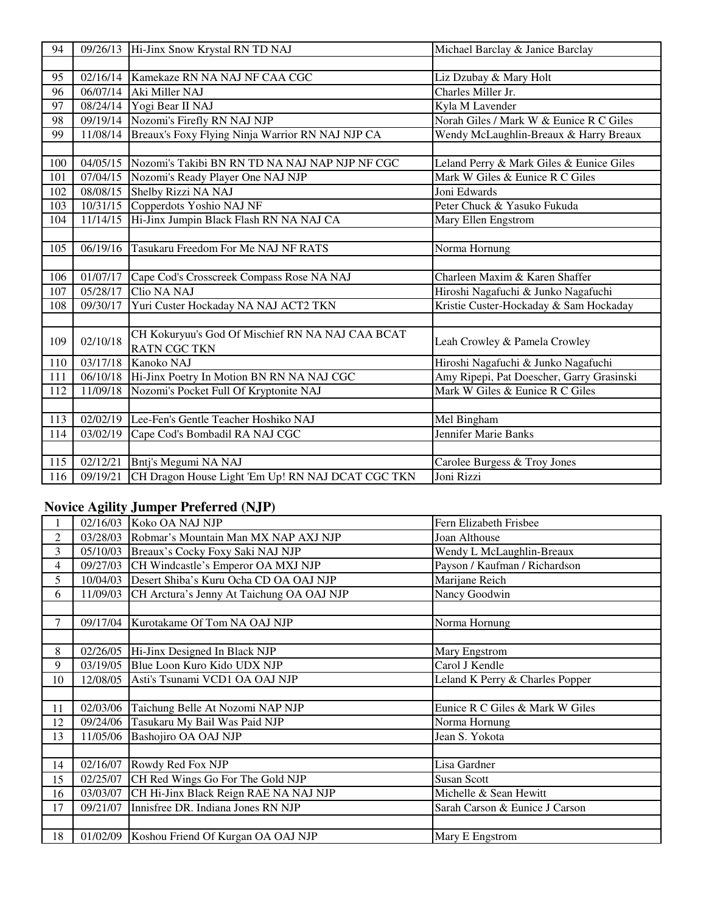| 94 | 09/26/13 | Hi-Jinx Snow Krystal RN TD NAJ | Michael Barclay & Janice Barclay |
|---|---|---|---|
| | | | |
| 95 | 02/16/14 | Kamekaze RN NA NAJ NF CAA CGC | Liz Dzubay & Mary Holt |
| 96 | 06/07/14 | Aki Miller NAJ | Charles Miller Jr. |
| 97 | 08/24/14 | Yogi Bear II NAJ | Kyla M Lavender |
| 98 | 09/19/14 | Nozomi's Firefly RN NAJ NJP | Norah Giles / Mark W & Eunice R C Giles |
| 99 | 11/08/14 | Breaux's Foxy Flying Ninja Warrior RN NAJ NJP CA | Wendy McLaughlin-Breaux & Harry Breaux |
| | | | |
| 100 | 04/05/15 | Nozomi's Takibi BN RN TD NA NAJ NAP NJP NF CGC | Leland Perry & Mark Giles & Eunice Giles |
| 101 | 07/04/15 | Nozomi's Ready Player One NAJ NJP | Mark W Giles & Eunice R C Giles |
| 102 | 08/08/15 | Shelby Rizzi NA NAJ | Joni Edwards |
| 103 | 10/31/15 | Copperdots Yoshio NAJ NF | Peter Chuck & Yasuko Fukuda |
| 104 | 11/14/15 | Hi-Jinx Jumpin Black Flash RN NA NAJ CA | Mary Ellen Engstrom |
| | | | |
| 105 | 06/19/16 | Tasukaru Freedom For Me NAJ NF RATS | Norma Hornung |
| | | | |
| 106 | 01/07/17 | Cape Cod's Crosscreek Compass Rose NA NAJ | Charleen Maxim & Karen Shaffer |
| 107 | 05/28/17 | Clio NA NAJ | Hiroshi Nagafuchi & Junko Nagafuchi |
| 108 | 09/30/17 | Yuri Custer Hockaday NA NAJ ACT2 TKN | Kristie Custer-Hockaday & Sam Hockaday |
| | | | |
| 109 | 02/10/18 | CH Kokuryuu's God Of Mischief RN NA NAJ CAA BCAT RATN CGC TKN | Leah Crowley & Pamela Crowley |
| 110 | 03/17/18 | Kanoko NAJ | Hiroshi Nagafuchi & Junko Nagafuchi |
| 111 | 06/10/18 | Hi-Jinx Poetry In Motion BN RN NA NAJ CGC | Amy Ripepi, Pat Doescher, Garry Grasinski |
| 112 | 11/09/18 | Nozomi's Pocket Full Of Kryptonite NAJ | Mark W Giles & Eunice R C Giles |
| | | | |
| 113 | 02/02/19 | Lee-Fen's Gentle Teacher Hoshiko NAJ | Mel Bingham |
| 114 | 03/02/19 | Cape Cod's Bombadil RA NAJ CGC | Jennifer Marie Banks |
| | | | |
| 115 | 02/12/21 | Bntj's Megumi NA NAJ | Carolee Burgess & Troy Jones |
| 116 | 09/19/21 | CH Dragon House Light 'Em Up! RN NAJ DCAT CGC TKN | Joni Rizzi |

## Novice Agility Jumper Preferred (NJP)

| 1 | 02/16/03 | Koko OA NAJ NJP | Fern Elizabeth Frisbee |
|---|---|---|---|
| 2 | 03/28/03 | Robmar's Mountain Man MX NAP AXJ NJP | Joan Althouse |
| 3 | 05/10/03 | Breaux's Cocky Foxy Saki NAJ NJP | Wendy L McLaughlin-Breaux |
| 4 | 09/27/03 | CH Windcastle's Emperor OA MXJ NJP | Payson / Kaufman / Richardson |
| 5 | 10/04/03 | Desert Shiba's Kuru Ocha CD OA OAJ NJP | Marijane Reich |
| 6 | 11/09/03 | CH Arctura's Jenny At Taichung OA OAJ NJP | Nancy Goodwin |
| | | | |
| 7 | 09/17/04 | Kurotakame Of Tom NA OAJ NJP | Norma Hornung |
| | | | |
| 8 | 02/26/05 | Hi-Jinx Designed In Black NJP | Mary Engstrom |
| 9 | 03/19/05 | Blue Loon Kuro Kido UDX NJP | Carol J Kendle |
| 10 | 12/08/05 | Asti's Tsunami VCD1 OA OAJ NJP | Leland K Perry & Charles Popper |
| | | | |
| 11 | 02/03/06 | Taichung Belle At Nozomi NAP NJP | Eunice R C Giles & Mark W Giles |
| 12 | 09/24/06 | Tasukaru My Bail Was Paid NJP | Norma Hornung |
| 13 | 11/05/06 | Bashojiro OA OAJ NJP | Jean S. Yokota |
| | | | |
| 14 | 02/16/07 | Rowdy Red Fox NJP | Lisa Gardner |
| 15 | 02/25/07 | CH Red Wings Go For The Gold NJP | Susan Scott |
| 16 | 03/03/07 | CH Hi-Jinx Black Reign RAE NA NAJ NJP | Michelle & Sean Hewitt |
| 17 | 09/21/07 | Innisfree DR. Indiana Jones RN NJP | Sarah Carson & Eunice J Carson |
| | | | |
| 18 | 01/02/09 | Koshou Friend Of Kurgan OA OAJ NJP | Mary E Engstrom |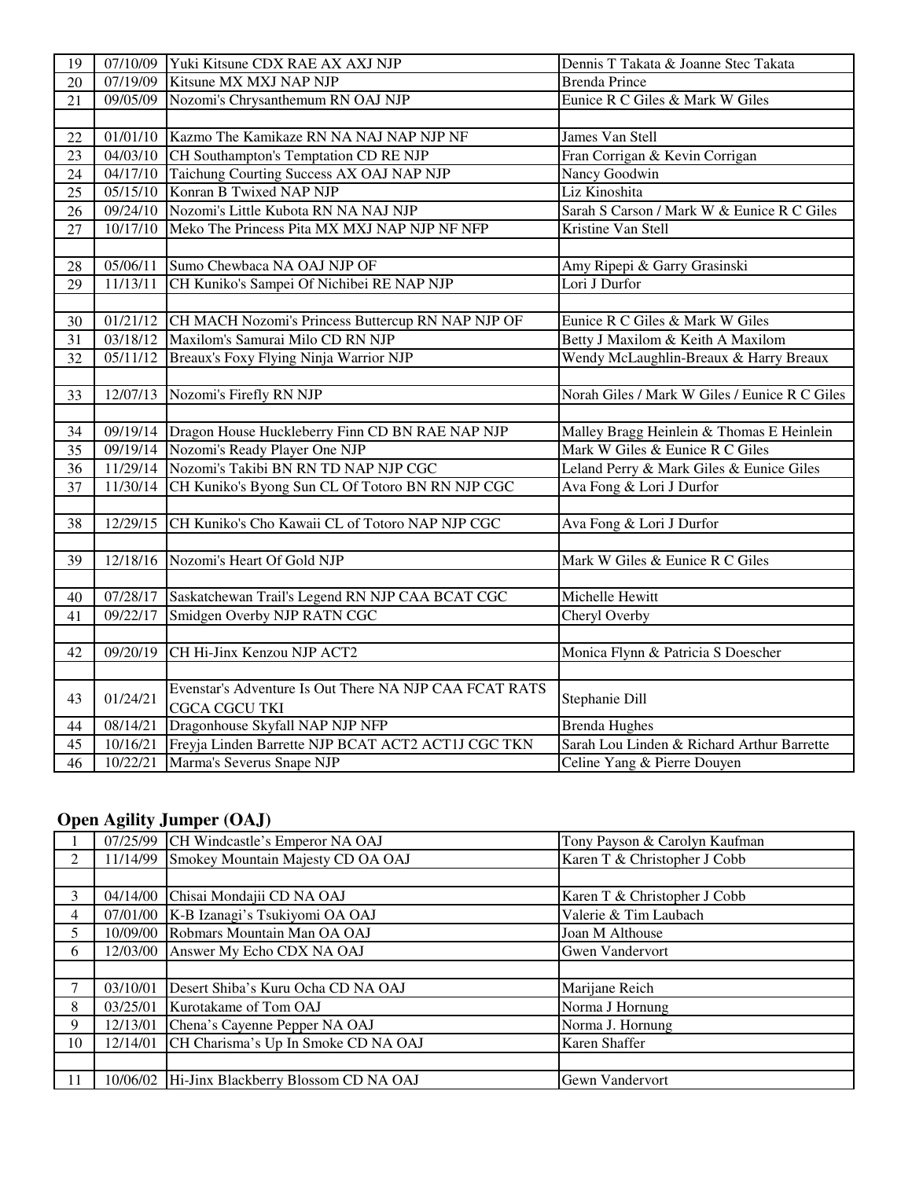| | | | |
|---|---|---|---|
| 19 | 07/10/09 | Yuki Kitsune CDX RAE AX AXJ NJP | Dennis T Takata & Joanne Stec Takata |
| 20 | 07/19/09 | Kitsune MX MXJ NAP NJP | Brenda Prince |
| 21 | 09/05/09 | Nozomi's Chrysanthemum RN OAJ NJP | Eunice R C Giles & Mark W Giles |
| | | | |
| 22 | 01/01/10 | Kazmo The Kamikaze RN NA NAJ NAP NJP NF | James Van Stell |
| 23 | 04/03/10 | CH Southampton's Temptation CD RE NJP | Fran Corrigan & Kevin Corrigan |
| 24 | 04/17/10 | Taichung Courting Success AX OAJ NAP NJP | Nancy Goodwin |
| 25 | 05/15/10 | Konran B Twixed NAP NJP | Liz Kinoshita |
| 26 | 09/24/10 | Nozomi's Little Kubota RN NA NAJ NJP | Sarah S Carson / Mark W & Eunice R C Giles |
| 27 | 10/17/10 | Meko The Princess Pita MX MXJ NAP NJP NF NFP | Kristine Van Stell |
| | | | |
| 28 | 05/06/11 | Sumo Chewbaca NA OAJ NJP OF | Amy Ripepi & Garry Grasinski |
| 29 | 11/13/11 | CH Kuniko's Sampei Of Nichibei RE NAP NJP | Lori J Durfor |
| | | | |
| 30 | 01/21/12 | CH MACH Nozomi's Princess Buttercup RN NAP NJP OF | Eunice R C Giles & Mark W Giles |
| 31 | 03/18/12 | Maxilom's Samurai Milo CD RN NJP | Betty J Maxilom & Keith A Maxilom |
| 32 | 05/11/12 | Breaux's Foxy Flying Ninja Warrior NJP | Wendy McLaughlin-Breaux & Harry Breaux |
| | | | |
| 33 | 12/07/13 | Nozomi's Firefly RN NJP | Norah Giles / Mark W Giles / Eunice R C Giles |
| | | | |
| 34 | 09/19/14 | Dragon House Huckleberry Finn CD BN RAE NAP NJP | Malley Bragg Heinlein & Thomas E Heinlein |
| 35 | 09/19/14 | Nozomi's Ready Player One NJP | Mark W Giles & Eunice R C Giles |
| 36 | 11/29/14 | Nozomi's Takibi BN RN TD NAP NJP CGC | Leland Perry & Mark Giles & Eunice Giles |
| 37 | 11/30/14 | CH Kuniko's Byong Sun CL Of Totoro BN RN NJP CGC | Ava Fong & Lori J Durfor |
| | | | |
| 38 | 12/29/15 | CH Kuniko's Cho Kawaii CL of Totoro NAP NJP CGC | Ava Fong & Lori J Durfor |
| | | | |
| 39 | 12/18/16 | Nozomi's Heart Of Gold NJP | Mark W Giles & Eunice R C Giles |
| | | | |
| 40 | 07/28/17 | Saskatchewan Trail's Legend RN NJP CAA BCAT CGC | Michelle Hewitt |
| 41 | 09/22/17 | Smidgen Overby NJP RATN CGC | Cheryl Overby |
| | | | |
| 42 | 09/20/19 | CH Hi-Jinx Kenzou NJP ACT2 | Monica Flynn & Patricia S Doescher |
| | | | |
| 43 | 01/24/21 | Evenstar's Adventure Is Out There NA NJP CAA FCAT RATS CGCA CGCU TKI | Stephanie Dill |
| 44 | 08/14/21 | Dragonhouse Skyfall NAP NJP NFP | Brenda Hughes |
| 45 | 10/16/21 | Freyja Linden Barrette NJP BCAT ACT2 ACT1J CGC TKN | Sarah Lou Linden & Richard Arthur Barrette |
| 46 | 10/22/21 | Marma's Severus Snape NJP | Celine Yang & Pierre Douyen |

## Open Agility Jumper (OAJ)

| | | | |
|---|---|---|---|
| 1 | 07/25/99 | CH Windcastle's Emperor NA OAJ | Tony Payson & Carolyn Kaufman |
| 2 | 11/14/99 | Smokey Mountain Majesty CD OA OAJ | Karen T & Christopher J Cobb |
| | | | |
| 3 | 04/14/00 | Chisai Mondajii CD NA OAJ | Karen T & Christopher J Cobb |
| 4 | 07/01/00 | K-B Izanagi's Tsukiyomi OA OAJ | Valerie & Tim Laubach |
| 5 | 10/09/00 | Robmars Mountain Man OA OAJ | Joan M Althouse |
| 6 | 12/03/00 | Answer My Echo CDX NA OAJ | Gwen Vandervort |
| | | | |
| 7 | 03/10/01 | Desert Shiba's Kuru Ocha CD NA OAJ | Marijane Reich |
| 8 | 03/25/01 | Kurotakame of Tom OAJ | Norma J Hornung |
| 9 | 12/13/01 | Chena's Cayenne Pepper NA OAJ | Norma J. Hornung |
| 10 | 12/14/01 | CH Charisma's Up In Smoke CD NA OAJ | Karen Shaffer |
| | | | |
| 11 | 10/06/02 | Hi-Jinx Blackberry Blossom CD NA OAJ | Gewn Vandervort |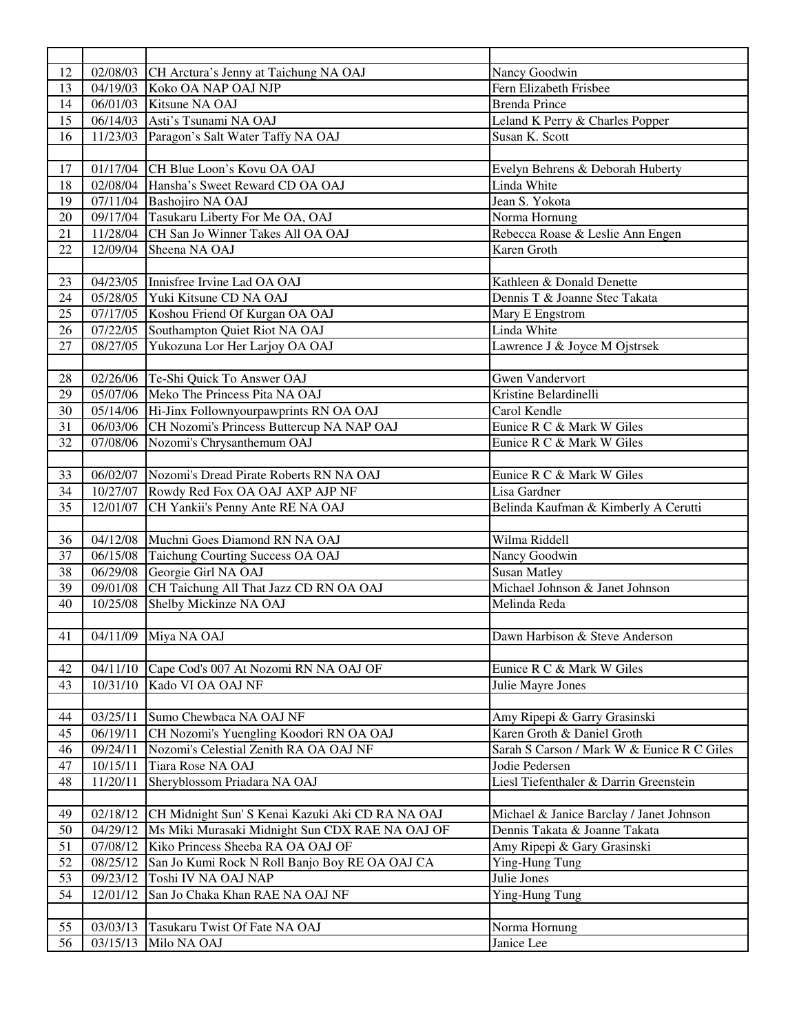| | | | |
|---|---|---|---|
| 12 | 02/08/03 | CH Arctura's Jenny at Taichung NA OAJ | Nancy Goodwin |
| 13 | 04/19/03 | Koko OA NAP OAJ NJP | Fern Elizabeth Frisbee |
| 14 | 06/01/03 | Kitsune NA OAJ | Brenda Prince |
| 15 | 06/14/03 | Asti's Tsunami NA OAJ | Leland K Perry & Charles Popper |
| 16 | 11/23/03 | Paragon's Salt Water Taffy NA OAJ | Susan K. Scott |
| | | | |
| 17 | 01/17/04 | CH Blue Loon's Kovu OA OAJ | Evelyn Behrens & Deborah Huberty |
| 18 | 02/08/04 | Hansha's Sweet Reward CD OA OAJ | Linda White |
| 19 | 07/11/04 | Bashojiro NA OAJ | Jean S. Yokota |
| 20 | 09/17/04 | Tasukaru Liberty For Me OA, OAJ | Norma Hornung |
| 21 | 11/28/04 | CH San Jo Winner Takes All OA OAJ | Rebecca Roase & Leslie Ann Engen |
| 22 | 12/09/04 | Sheena NA OAJ | Karen Groth |
| | | | |
| 23 | 04/23/05 | Innisfree Irvine Lad OA OAJ | Kathleen & Donald Denette |
| 24 | 05/28/05 | Yuki Kitsune CD NA OAJ | Dennis T & Joanne Stec Takata |
| 25 | 07/17/05 | Koshou Friend Of Kurgan OA OAJ | Mary E Engstrom |
| 26 | 07/22/05 | Southampton Quiet Riot NA OAJ | Linda White |
| 27 | 08/27/05 | Yukozuna Lor Her Larjoy OA OAJ | Lawrence J & Joyce M Ojstrsek |
| | | | |
| 28 | 02/26/06 | Te-Shi Quick To Answer OAJ | Gwen Vandervort |
| 29 | 05/07/06 | Meko The Princess Pita NA OAJ | Kristine Belardinelli |
| 30 | 05/14/06 | Hi-Jinx Followyourpawprints RN OA OAJ | Carol Kendle |
| 31 | 06/03/06 | CH Nozomi's Princess Buttercup NA NAP OAJ | Eunice R C & Mark W Giles |
| 32 | 07/08/06 | Nozomi's Chrysanthemum OAJ | Eunice R C & Mark W Giles |
| | | | |
| 33 | 06/02/07 | Nozomi's Dread Pirate Roberts RN NA OAJ | Eunice R C & Mark W Giles |
| 34 | 10/27/07 | Rowdy Red Fox OA OAJ AXP AJP NF | Lisa Gardner |
| 35 | 12/01/07 | CH Yankii's Penny Ante RE NA OAJ | Belinda Kaufman & Kimberly A Cerutti |
| | | | |
| 36 | 04/12/08 | Muchni Goes Diamond RN NA OAJ | Wilma Riddell |
| 37 | 06/15/08 | Taichung Courting Success OA OAJ | Nancy Goodwin |
| 38 | 06/29/08 | Georgie Girl NA OAJ | Susan Matley |
| 39 | 09/01/08 | CH Taichung All That Jazz CD RN OA OAJ | Michael Johnson & Janet Johnson |
| 40 | 10/25/08 | Shelby Mickinze NA OAJ | Melinda Reda |
| | | | |
| 41 | 04/11/09 | Miya NA OAJ | Dawn Harbison & Steve Anderson |
| | | | |
| 42 | 04/11/10 | Cape Cod's 007 At Nozomi RN NA OAJ OF | Eunice R C & Mark W Giles |
| 43 | 10/31/10 | Kado VI OA OAJ NF | Julie Mayre Jones |
| | | | |
| 44 | 03/25/11 | Sumo Chewbaca NA OAJ NF | Amy Ripepi & Garry Grasinski |
| 45 | 06/19/11 | CH Nozomi's Yuengling Koodori RN OA OAJ | Karen Groth & Daniel Groth |
| 46 | 09/24/11 | Nozomi's Celestial Zenith RA OA OAJ NF | Sarah S Carson / Mark W & Eunice R C Giles |
| 47 | 10/15/11 | Tiara Rose NA OAJ | Jodie Pedersen |
| 48 | 11/20/11 | Sheryblossom Priadara NA OAJ | Liesl Tiefenthaler & Darrin Greenstein |
| | | | |
| 49 | 02/18/12 | CH Midnight Sun' S Kenai Kazuki Aki CD RA NA OAJ | Michael & Janice Barclay / Janet Johnson |
| 50 | 04/29/12 | Ms Miki Murasaki Midnight Sun CDX RAE NA OAJ OF | Dennis Takata & Joanne Takata |
| 51 | 07/08/12 | Kiko Princess Sheeba RA OA OAJ OF | Amy Ripepi & Gary Grasinski |
| 52 | 08/25/12 | San Jo Kumi Rock N Roll Banjo Boy RE OA OAJ CA | Ying-Hung Tung |
| 53 | 09/23/12 | Toshi IV NA OAJ NAP | Julie Jones |
| 54 | 12/01/12 | San Jo Chaka Khan RAE NA OAJ NF | Ying-Hung Tung |
| | | | |
| 55 | 03/03/13 | Tasukaru Twist Of Fate NA OAJ | Norma Hornung |
| 56 | 03/15/13 | Milo NA OAJ | Janice Lee |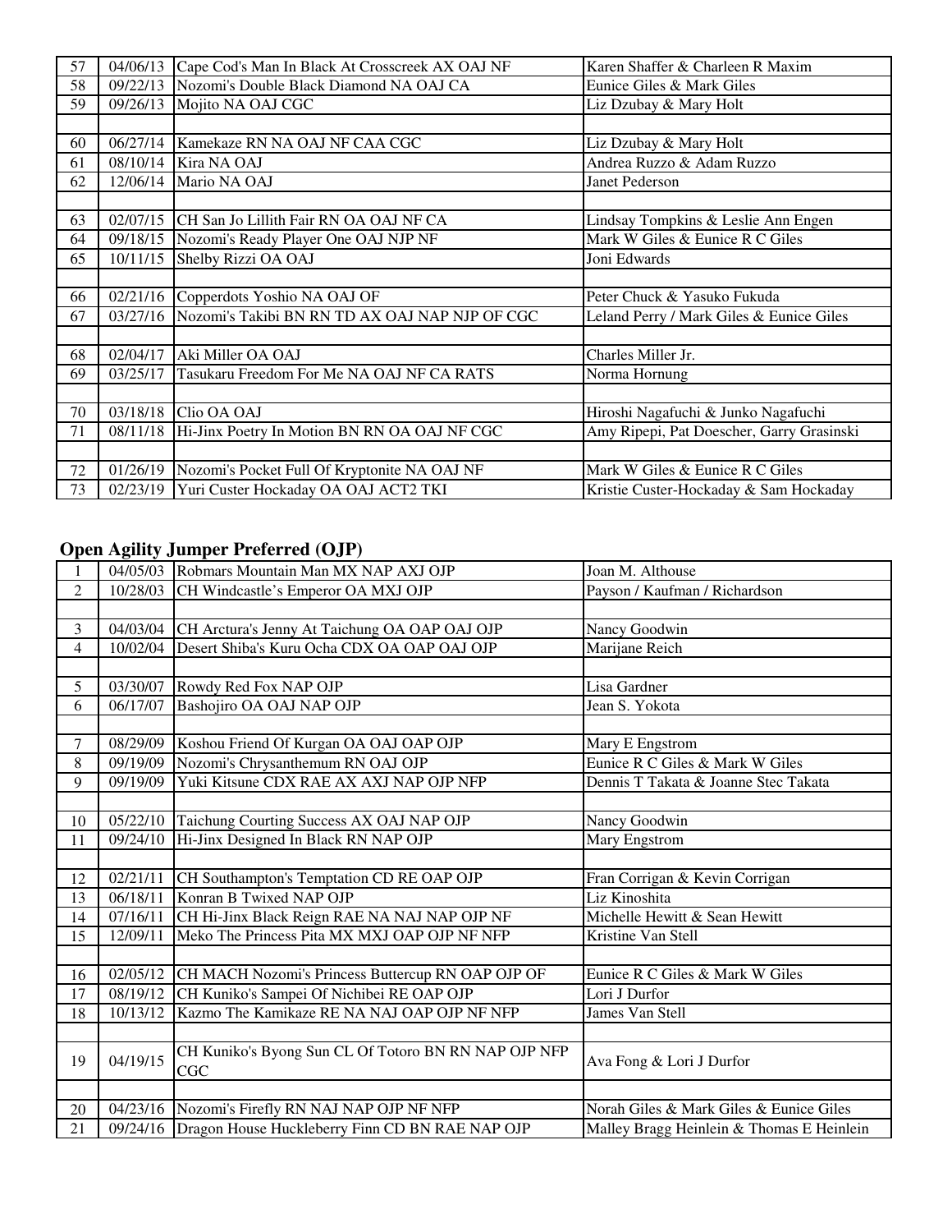| | | | |
|---|---|---|---|
| 57 | 04/06/13 | Cape Cod's Man In Black At Crosscreek AX OAJ NF | Karen Shaffer & Charleen R Maxim |
| 58 | 09/22/13 | Nozomi's Double Black Diamond NA OAJ CA | Eunice Giles & Mark Giles |
| 59 | 09/26/13 | Mojito NA OAJ CGC | Liz Dzubay & Mary Holt |
| | | | |
| 60 | 06/27/14 | Kamekaze RN NA OAJ NF CAA CGC | Liz Dzubay & Mary Holt |
| 61 | 08/10/14 | Kira NA OAJ | Andrea Ruzzo & Adam Ruzzo |
| 62 | 12/06/14 | Mario NA OAJ | Janet Pederson |
| | | | |
| 63 | 02/07/15 | CH San Jo Lillith Fair RN OA OAJ NF CA | Lindsay Tompkins & Leslie Ann Engen |
| 64 | 09/18/15 | Nozomi's Ready Player One OAJ NJP NF | Mark W Giles & Eunice R C Giles |
| 65 | 10/11/15 | Shelby Rizzi OA OAJ | Joni Edwards |
| | | | |
| 66 | 02/21/16 | Copperdots Yoshio NA OAJ OF | Peter Chuck & Yasuko Fukuda |
| 67 | 03/27/16 | Nozomi's Takibi BN RN TD AX OAJ NAP NJP OF CGC | Leland Perry / Mark Giles & Eunice Giles |
| | | | |
| 68 | 02/04/17 | Aki Miller OA OAJ | Charles Miller Jr. |
| 69 | 03/25/17 | Tasukaru Freedom For Me NA OAJ NF CA RATS | Norma Hornung |
| | | | |
| 70 | 03/18/18 | Clio OA OAJ | Hiroshi Nagafuchi & Junko Nagafuchi |
| 71 | 08/11/18 | Hi-Jinx Poetry In Motion BN RN OA OAJ NF CGC | Amy Ripepi, Pat Doescher, Garry Grasinski |
| | | | |
| 72 | 01/26/19 | Nozomi's Pocket Full Of Kryptonite NA OAJ NF | Mark W Giles & Eunice R C Giles |
| 73 | 02/23/19 | Yuri Custer Hockaday OA OAJ ACT2 TKI | Kristie Custer-Hockaday & Sam Hockaday |

## Open Agility Jumper Preferred (OJP)

| | | | |
|---|---|---|---|
| 1 | 04/05/03 | Robmars Mountain Man MX NAP AXJ OJP | Joan M. Althouse |
| 2 | 10/28/03 | CH Windcastle's Emperor OA MXJ OJP | Payson / Kaufman / Richardson |
| | | | |
| 3 | 04/03/04 | CH Arctura's Jenny At Taichung OA OAP OAJ OJP | Nancy Goodwin |
| 4 | 10/02/04 | Desert Shiba's Kuru Ocha CDX OA OAP OAJ OJP | Marijane Reich |
| | | | |
| 5 | 03/30/07 | Rowdy Red Fox NAP OJP | Lisa Gardner |
| 6 | 06/17/07 | Bashojiro OA OAJ NAP OJP | Jean S. Yokota |
| | | | |
| 7 | 08/29/09 | Koshou Friend Of Kurgan OA OAJ OAP OJP | Mary E Engstrom |
| 8 | 09/19/09 | Nozomi's Chrysanthemum RN OAJ OJP | Eunice R C Giles & Mark W Giles |
| 9 | 09/19/09 | Yuki Kitsune CDX RAE AX AXJ NAP OJP NFP | Dennis T Takata & Joanne Stec Takata |
| | | | |
| 10 | 05/22/10 | Taichung Courting Success AX OAJ NAP OJP | Nancy Goodwin |
| 11 | 09/24/10 | Hi-Jinx Designed In Black RN NAP OJP | Mary Engstrom |
| | | | |
| 12 | 02/21/11 | CH Southampton's Temptation CD RE OAP OJP | Fran Corrigan & Kevin Corrigan |
| 13 | 06/18/11 | Konran B Twixed NAP OJP | Liz Kinoshita |
| 14 | 07/16/11 | CH Hi-Jinx Black Reign RAE NA NAJ NAP OJP NF | Michelle Hewitt & Sean Hewitt |
| 15 | 12/09/11 | Meko The Princess Pita MX MXJ OAP OJP NF NFP | Kristine Van Stell |
| | | | |
| 16 | 02/05/12 | CH MACH Nozomi's Princess Buttercup RN OAP OJP OF | Eunice R C Giles & Mark W Giles |
| 17 | 08/19/12 | CH Kuniko's Sampei Of Nichibei RE OAP OJP | Lori J Durfor |
| 18 | 10/13/12 | Kazmo The Kamikaze RE NA NAJ OAP OJP NF NFP | James Van Stell |
| | | | |
| 19 | 04/19/15 | CH Kuniko's Byong Sun CL Of Totoro BN RN NAP OJP NFP CGC | Ava Fong & Lori J Durfor |
| | | | |
| 20 | 04/23/16 | Nozomi's Firefly RN NAJ NAP OJP NF NFP | Norah Giles & Mark Giles & Eunice Giles |
| 21 | 09/24/16 | Dragon House Huckleberry Finn CD BN RAE NAP OJP | Malley Bragg Heinlein & Thomas E Heinlein |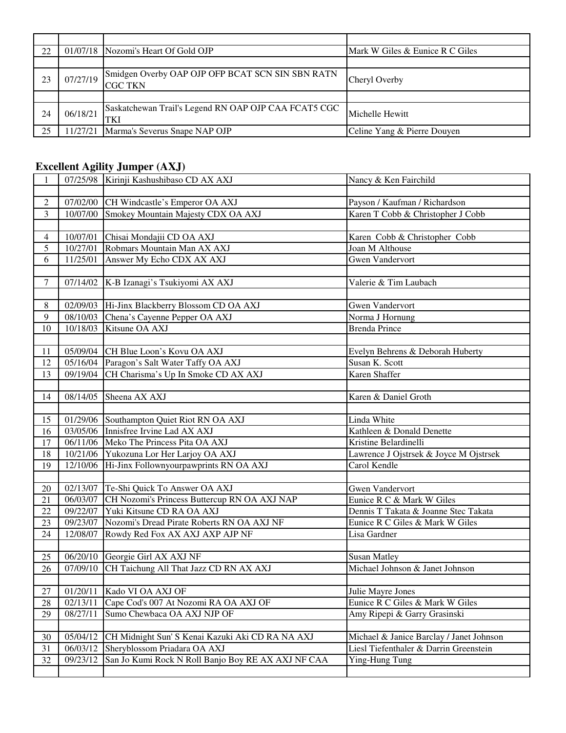| | | | |
|---|---|---|---|
| | | | |
| 22 | 01/07/18 | Nozomi's Heart Of Gold OJP | Mark W Giles & Eunice R C Giles |
| | | | |
| 23 | 07/27/19 | Smidgen Overby OAP OJP OFP BCAT SCN SIN SBN RATN CGC TKN | Cheryl Overby |
| | | | |
| 24 | 06/18/21 | Saskatchewan Trail's Legend RN OAP OJP CAA FCAT5 CGC TKI | Michelle Hewitt |
| 25 | 11/27/21 | Marma's Severus Snape NAP OJP | Celine Yang & Pierre Douyen |

## Excellent Agility Jumper (AXJ)

| | | | |
|---|---|---|---|
| 1 | 07/25/98 | Kirinji Kashushibaso CD AX AXJ | Nancy & Ken Fairchild |
| | | | |
| 2 | 07/02/00 | CH Windcastle's Emperor OA AXJ | Payson / Kaufman / Richardson |
| 3 | 10/07/00 | Smokey Mountain Majesty CDX OA AXJ | Karen T Cobb & Christopher J Cobb |
| | | | |
| 4 | 10/07/01 | Chisai Mondajii CD OA AXJ | Karen Cobb & Christopher Cobb |
| 5 | 10/27/01 | Robmars Mountain Man AX AXJ | Joan M Althouse |
| 6 | 11/25/01 | Answer My Echo CDX AX AXJ | Gwen Vandervort |
| | | | |
| 7 | 07/14/02 | K-B Izanagi's Tsukiyomi AX AXJ | Valerie & Tim Laubach |
| | | | |
| 8 | 02/09/03 | Hi-Jinx Blackberry Blossom CD OA AXJ | Gwen Vandervort |
| 9 | 08/10/03 | Chena's Cayenne Pepper OA AXJ | Norma J Hornung |
| 10 | 10/18/03 | Kitsune OA AXJ | Brenda Prince |
| | | | |
| 11 | 05/09/04 | CH Blue Loon's Kovu OA AXJ | Evelyn Behrens & Deborah Huberty |
| 12 | 05/16/04 | Paragon's Salt Water Taffy OA AXJ | Susan K. Scott |
| 13 | 09/19/04 | CH Charisma's Up In Smoke CD AX AXJ | Karen Shaffer |
| | | | |
| 14 | 08/14/05 | Sheena AX AXJ | Karen & Daniel Groth |
| | | | |
| 15 | 01/29/06 | Southampton Quiet Riot RN OA AXJ | Linda White |
| 16 | 03/05/06 | Innisfree Irvine Lad AX AXJ | Kathleen & Donald Denette |
| 17 | 06/11/06 | Meko The Princess Pita OA AXJ | Kristine Belardinelli |
| 18 | 10/21/06 | Yukozuna Lor Her Larjoy OA AXJ | Lawrence J Ojstrsek & Joyce M Ojstrsek |
| 19 | 12/10/06 | Hi-Jinx Followyourpawprints RN OA AXJ | Carol Kendle |
| | | | |
| 20 | 02/13/07 | Te-Shi Quick To Answer OA AXJ | Gwen Vandervort |
| 21 | 06/03/07 | CH Nozomi's Princess Buttercup RN OA AXJ NAP | Eunice R C & Mark W Giles |
| 22 | 09/22/07 | Yuki Kitsune CD RA OA AXJ | Dennis T Takata & Joanne Stec Takata |
| 23 | 09/23/07 | Nozomi's Dread Pirate Roberts RN OA AXJ NF | Eunice R C Giles & Mark W Giles |
| 24 | 12/08/07 | Rowdy Red Fox AX AXJ AXP AJP NF | Lisa Gardner |
| | | | |
| 25 | 06/20/10 | Georgie Girl AX AXJ NF | Susan Matley |
| 26 | 07/09/10 | CH Taichung All That Jazz CD RN AX AXJ | Michael Johnson & Janet Johnson |
| | | | |
| 27 | 01/20/11 | Kado VI OA AXJ OF | Julie Mayre Jones |
| 28 | 02/13/11 | Cape Cod's 007 At Nozomi RA OA AXJ OF | Eunice R C Giles & Mark W Giles |
| 29 | 08/27/11 | Sumo Chewbaca OA AXJ NJP OF | Amy Ripepi & Garry Grasinski |
| | | | |
| 30 | 05/04/12 | CH Midnight Sun' S Kenai Kazuki Aki CD RA NA AXJ | Michael & Janice Barclay / Janet Johnson |
| 31 | 06/03/12 | Sheryblossom Priadara OA AXJ | Liesl Tiefenthaler & Darrin Greenstein |
| 32 | 09/23/12 | San Jo Kumi Rock N Roll Banjo Boy RE AX AXJ NF CAA | Ying-Hung Tung |
| | | | |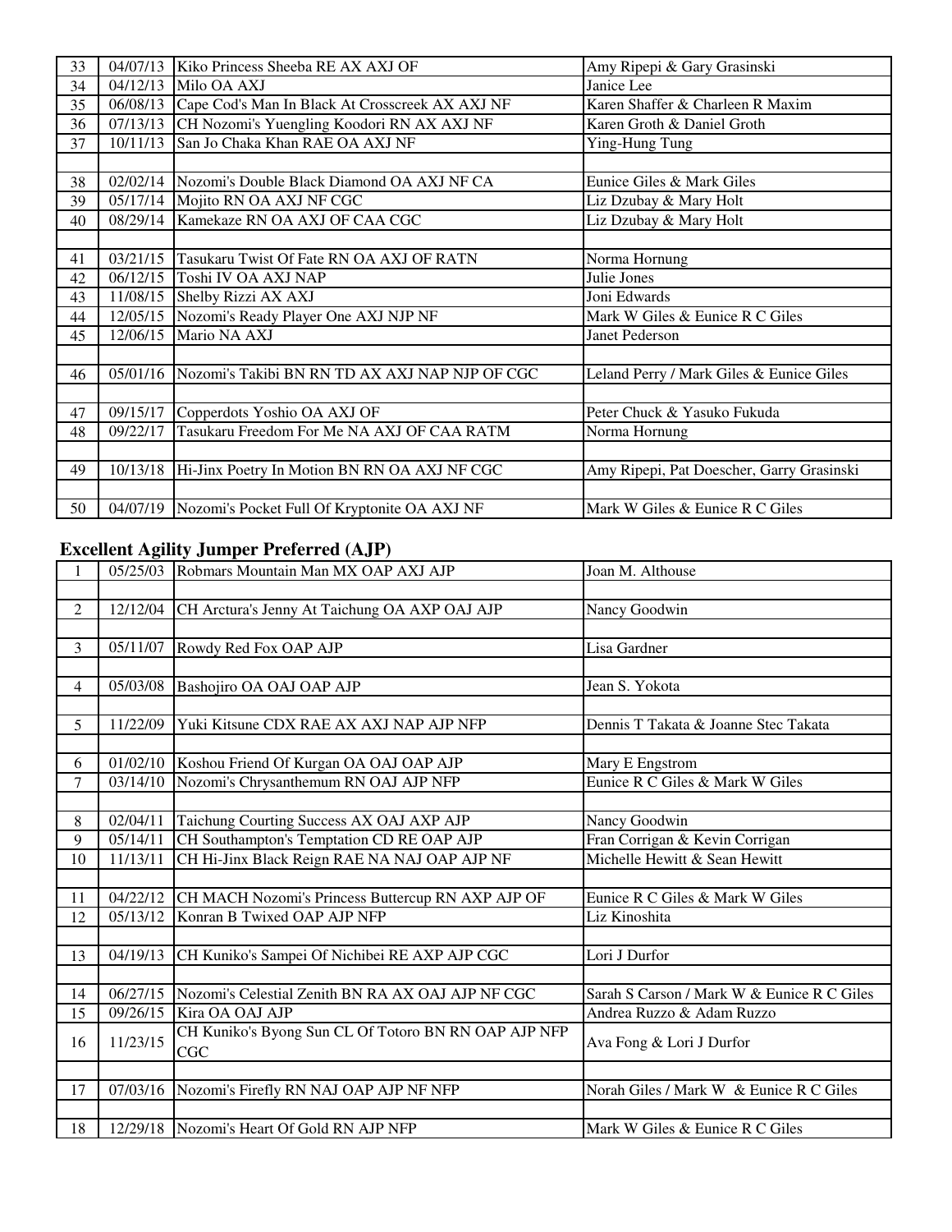| | | | |
|---|---|---|---|
| 33 | 04/07/13 | Kiko Princess Sheeba RE AX AXJ OF | Amy Ripepi & Gary Grasinski |
| 34 | 04/12/13 | Milo OA AXJ | Janice Lee |
| 35 | 06/08/13 | Cape Cod's Man In Black At Crosscreek AX AXJ NF | Karen Shaffer & Charleen R Maxim |
| 36 | 07/13/13 | CH Nozomi's Yuengling Koodori RN AX AXJ NF | Karen Groth & Daniel Groth |
| 37 | 10/11/13 | San Jo Chaka Khan RAE OA AXJ NF | Ying-Hung Tung |
| | | | |
| 38 | 02/02/14 | Nozomi's Double Black Diamond OA AXJ NF CA | Eunice Giles & Mark Giles |
| 39 | 05/17/14 | Mojito RN OA AXJ NF CGC | Liz Dzubay & Mary Holt |
| 40 | 08/29/14 | Kamekaze RN OA AXJ OF CAA CGC | Liz Dzubay & Mary Holt |
| | | | |
| 41 | 03/21/15 | Tasukaru Twist Of Fate RN OA AXJ OF RATN | Norma Hornung |
| 42 | 06/12/15 | Toshi IV OA AXJ NAP | Julie Jones |
| 43 | 11/08/15 | Shelby Rizzi AX AXJ | Joni Edwards |
| 44 | 12/05/15 | Nozomi's Ready Player One AXJ NJP NF | Mark W Giles & Eunice R C Giles |
| 45 | 12/06/15 | Mario NA AXJ | Janet Pederson |
| | | | |
| 46 | 05/01/16 | Nozomi's Takibi BN RN TD AX AXJ NAP NJP OF CGC | Leland Perry / Mark Giles & Eunice Giles |
| | | | |
| 47 | 09/15/17 | Copperdots Yoshio OA AXJ OF | Peter Chuck & Yasuko Fukuda |
| 48 | 09/22/17 | Tasukaru Freedom For Me NA AXJ OF CAA RATM | Norma Hornung |
| | | | |
| 49 | 10/13/18 | Hi-Jinx Poetry In Motion BN RN OA AXJ NF CGC | Amy Ripepi, Pat Doescher, Garry Grasinski |
| | | | |
| 50 | 04/07/19 | Nozomi's Pocket Full Of Kryptonite OA AXJ NF | Mark W Giles & Eunice R C Giles |

**Excellent Agility Jumper Preferred (AJP)**

| | | | |
|---|---|---|---|
| 1 | 05/25/03 | Robmars Mountain Man MX OAP AXJ AJP | Joan M. Althouse |
| | | | |
| 2 | 12/12/04 | CH Arctura's Jenny At Taichung OA AXP OAJ AJP | Nancy Goodwin |
| | | | |
| 3 | 05/11/07 | Rowdy Red Fox OAP AJP | Lisa Gardner |
| | | | |
| 4 | 05/03/08 | Bashojiro OA OAJ OAP AJP | Jean S. Yokota |
| | | | |
| 5 | 11/22/09 | Yuki Kitsune CDX RAE AX AXJ NAP AJP NFP | Dennis T Takata & Joanne Stec Takata |
| | | | |
| 6 | 01/02/10 | Koshou Friend Of Kurgan OA OAJ OAP AJP | Mary E Engstrom |
| 7 | 03/14/10 | Nozomi's Chrysanthemum RN OAJ AJP NFP | Eunice R C Giles & Mark W Giles |
| | | | |
| 8 | 02/04/11 | Taichung Courting Success AX OAJ AXP AJP | Nancy Goodwin |
| 9 | 05/14/11 | CH Southampton's Temptation CD RE OAP AJP | Fran Corrigan & Kevin Corrigan |
| 10 | 11/13/11 | CH Hi-Jinx Black Reign RAE NA NAJ OAP AJP NF | Michelle Hewitt & Sean Hewitt |
| | | | |
| 11 | 04/22/12 | CH MACH Nozomi's Princess Buttercup RN AXP AJP OF | Eunice R C Giles & Mark W Giles |
| 12 | 05/13/12 | Konran B Twixed OAP AJP NFP | Liz Kinoshita |
| | | | |
| 13 | 04/19/13 | CH Kuniko's Sampei Of Nichibei RE AXP AJP CGC | Lori J Durfor |
| | | | |
| 14 | 06/27/15 | Nozomi's Celestial Zenith BN RA AX OAJ AJP NF CGC | Sarah S Carson / Mark W & Eunice R C Giles |
| 15 | 09/26/15 | Kira OA OAJ AJP | Andrea Ruzzo & Adam Ruzzo |
| 16 | 11/23/15 | CH Kuniko's Byong Sun CL Of Totoro BN RN OAP AJP NFP CGC | Ava Fong & Lori J Durfor |
| | | | |
| 17 | 07/03/16 | Nozomi's Firefly RN NAJ OAP AJP NF NFP | Norah Giles / Mark W & Eunice R C Giles |
| | | | |
| 18 | 12/29/18 | Nozomi's Heart Of Gold RN AJP NFP | Mark W Giles & Eunice R C Giles |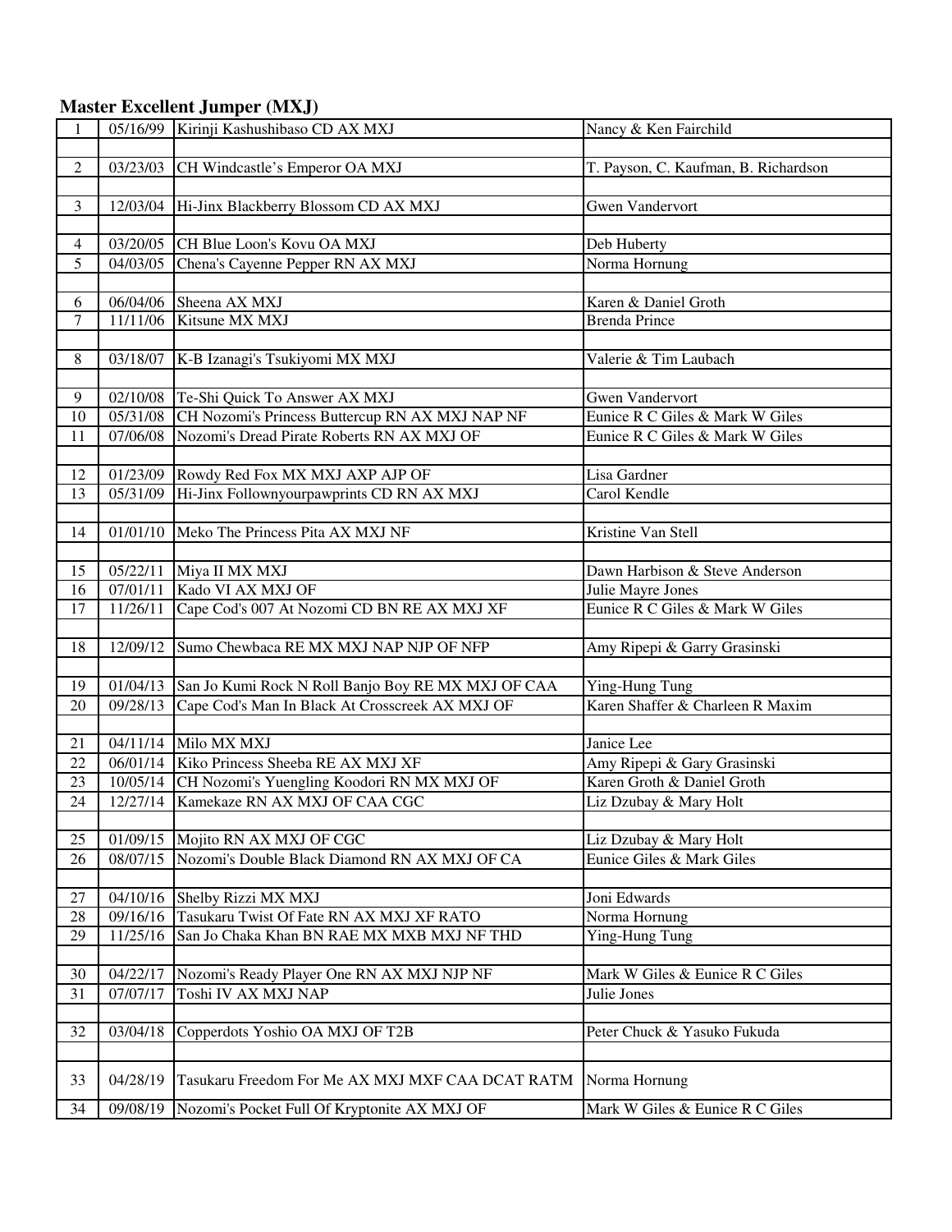## Master Excellent Jumper (MXJ)

| # | Date | Dog | Owner |
|---|---|---|---|
| 1 | 05/16/99 | Kirinji Kashushibaso CD AX MXJ | Nancy & Ken Fairchild |
| | | | |
| 2 | 03/23/03 | CH Windcastle's Emperor OA MXJ | T. Payson, C. Kaufman, B. Richardson |
| | | | |
| 3 | 12/03/04 | Hi-Jinx Blackberry Blossom CD AX MXJ | Gwen Vandervort |
| | | | |
| 4 | 03/20/05 | CH Blue Loon's Kovu OA MXJ | Deb Huberty |
| 5 | 04/03/05 | Chena's Cayenne Pepper RN AX MXJ | Norma Hornung |
| | | | |
| 6 | 06/04/06 | Sheena AX MXJ | Karen & Daniel Groth |
| 7 | 11/11/06 | Kitsune MX MXJ | Brenda Prince |
| | | | |
| 8 | 03/18/07 | K-B Izanagi's Tsukiyomi MX MXJ | Valerie & Tim Laubach |
| | | | |
| 9 | 02/10/08 | Te-Shi Quick To Answer AX MXJ | Gwen Vandervort |
| 10 | 05/31/08 | CH Nozomi's Princess Buttercup RN AX MXJ NAP NF | Eunice R C Giles & Mark W Giles |
| 11 | 07/06/08 | Nozomi's Dread Pirate Roberts RN AX MXJ OF | Eunice R C Giles & Mark W Giles |
| | | | |
| 12 | 01/23/09 | Rowdy Red Fox MX MXJ AXP AJP OF | Lisa Gardner |
| 13 | 05/31/09 | Hi-Jinx Followyourpawprints CD RN AX MXJ | Carol Kendle |
| | | | |
| 14 | 01/01/10 | Meko The Princess Pita AX MXJ NF | Kristine Van Stell |
| | | | |
| 15 | 05/22/11 | Miya II MX MXJ | Dawn Harbison & Steve Anderson |
| 16 | 07/01/11 | Kado VI AX MXJ OF | Julie Mayre Jones |
| 17 | 11/26/11 | Cape Cod's 007 At Nozomi CD BN RE AX MXJ XF | Eunice R C Giles & Mark W Giles |
| | | | |
| 18 | 12/09/12 | Sumo Chewbaca RE MX MXJ NAP NJP OF NFP | Amy Ripepi & Garry Grasinski |
| | | | |
| 19 | 01/04/13 | San Jo Kumi Rock N Roll Banjo Boy RE MX MXJ OF CAA | Ying-Hung Tung |
| 20 | 09/28/13 | Cape Cod's Man In Black At Crosscreek AX MXJ OF | Karen Shaffer & Charleen R Maxim |
| | | | |
| 21 | 04/11/14 | Milo MX MXJ | Janice Lee |
| 22 | 06/01/14 | Kiko Princess Sheeba RE AX MXJ XF | Amy Ripepi & Gary Grasinski |
| 23 | 10/05/14 | CH Nozomi's Yuengling Koodori RN MX MXJ OF | Karen Groth & Daniel Groth |
| 24 | 12/27/14 | Kamekaze RN AX MXJ OF CAA CGC | Liz Dzubay & Mary Holt |
| | | | |
| 25 | 01/09/15 | Mojito RN AX MXJ OF CGC | Liz Dzubay & Mary Holt |
| 26 | 08/07/15 | Nozomi's Double Black Diamond RN AX MXJ OF CA | Eunice Giles & Mark Giles |
| | | | |
| 27 | 04/10/16 | Shelby Rizzi MX MXJ | Joni Edwards |
| 28 | 09/16/16 | Tasukaru Twist Of Fate RN AX MXJ XF RATO | Norma Hornung |
| 29 | 11/25/16 | San Jo Chaka Khan BN RAE MX MXB MXJ NF THD | Ying-Hung Tung |
| | | | |
| 30 | 04/22/17 | Nozomi's Ready Player One RN AX MXJ NJP NF | Mark W Giles & Eunice R C Giles |
| 31 | 07/07/17 | Toshi IV AX MXJ NAP | Julie Jones |
| | | | |
| 32 | 03/04/18 | Copperdots Yoshio OA MXJ OF T2B | Peter Chuck & Yasuko Fukuda |
| | | | |
| 33 | 04/28/19 | Tasukaru Freedom For Me AX MXJ MXF CAA DCAT RATM | Norma Hornung |
| 34 | 09/08/19 | Nozomi's Pocket Full Of Kryptonite AX MXJ OF | Mark W Giles & Eunice R C Giles |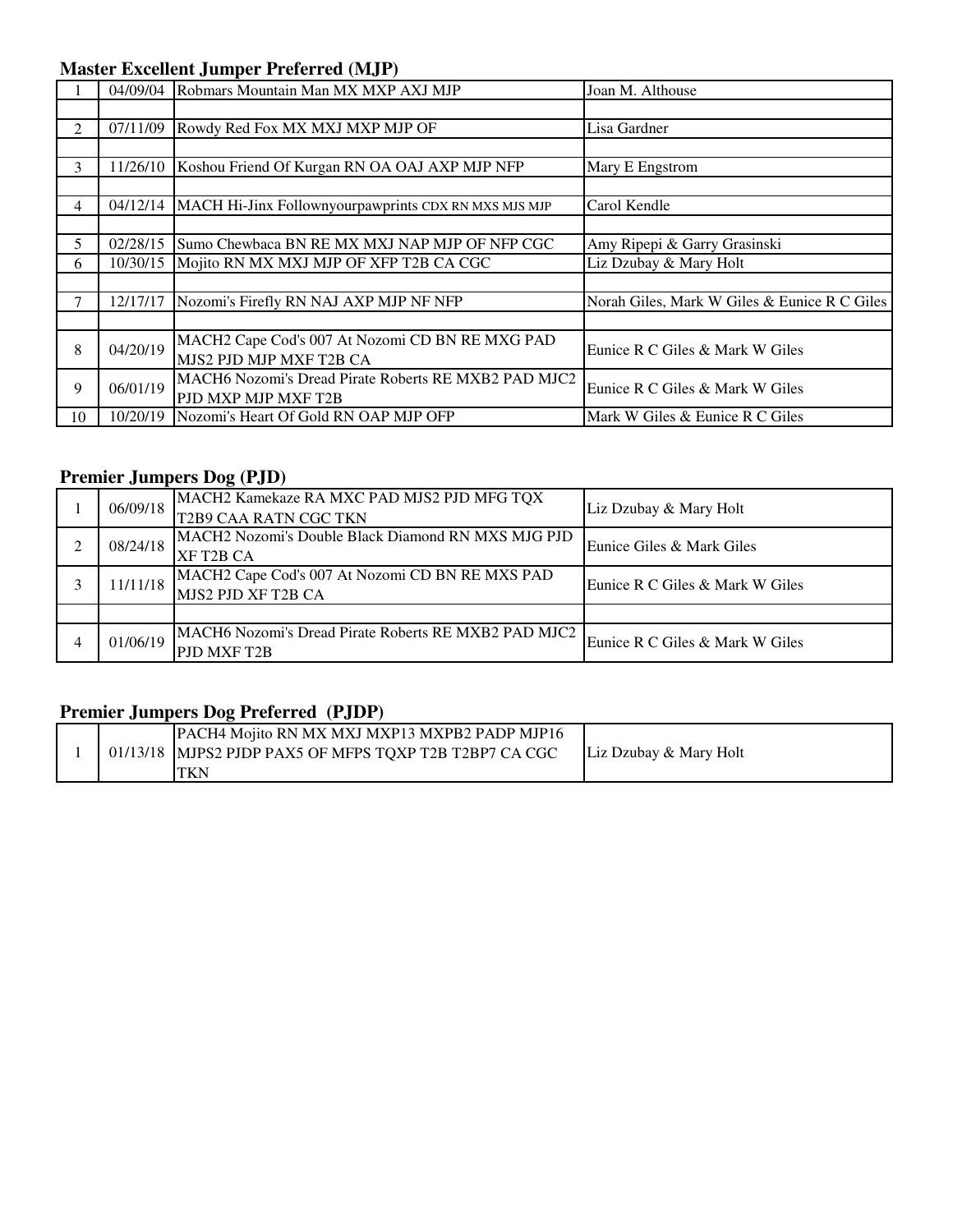**Master Excellent Jumper Preferred (MJP)**

| | | | |
|---|---|---|---|
| 1 | 04/09/04 | Robmars Mountain Man MX MXP AXJ MJP | Joan M. Althouse |
| | | | |
| 2 | 07/11/09 | Rowdy Red Fox MX MXJ MXP MJP OF | Lisa Gardner |
| | | | |
| 3 | 11/26/10 | Koshou Friend Of Kurgan RN OA OAJ AXP MJP NFP | Mary E Engstrom |
| | | | |
| 4 | 04/12/14 | MACH Hi-Jinx Followyourpawprints CDX RN MXS MJS MJP | Carol Kendle |
| | | | |
| 5 | 02/28/15 | Sumo Chewbaca BN RE MX MXJ NAP MJP OF NFP CGC | Amy Ripepi & Garry Grasinski |
| 6 | 10/30/15 | Mojito RN MX MXJ MJP OF XFP T2B CA CGC | Liz Dzubay & Mary Holt |
| | | | |
| 7 | 12/17/17 | Nozomi's Firefly RN NAJ AXP MJP NF NFP | Norah Giles, Mark W Giles & Eunice R C Giles |
| | | | |
| 8 | 04/20/19 | MACH2 Cape Cod's 007 At Nozomi CD BN RE MXG PAD MJS2 PJD MJP MXF T2B CA | Eunice R C Giles & Mark W Giles |
| 9 | 06/01/19 | MACH6 Nozomi's Dread Pirate Roberts RE MXB2 PAD MJC2 PJD MXP MJP MXF T2B | Eunice R C Giles & Mark W Giles |
| 10 | 10/20/19 | Nozomi's Heart Of Gold RN OAP MJP OFP | Mark W Giles & Eunice R C Giles |

**Premier Jumpers Dog (PJD)**

| | | | |
|---|---|---|---|
| 1 | 06/09/18 | MACH2 Kamekaze RA MXC PAD MJS2 PJD MFG TQX T2B9 CAA RATN CGC TKN | Liz Dzubay & Mary Holt |
| 2 | 08/24/18 | MACH2 Nozomi's Double Black Diamond RN MXS MJG PJD XF T2B CA | Eunice Giles & Mark Giles |
| 3 | 11/11/18 | MACH2 Cape Cod's 007 At Nozomi CD BN RE MXS PAD MJS2 PJD XF T2B CA | Eunice R C Giles & Mark W Giles |
| | | | |
| 4 | 01/06/19 | MACH6 Nozomi's Dread Pirate Roberts RE MXB2 PAD MJC2 PJD MXF T2B | Eunice R C Giles & Mark W Giles |

**Premier Jumpers Dog Preferred (PJDP)**

| | | | |
|---|---|---|---|
| 1 | 01/13/18 | PACH4 Mojito RN MX MXJ MXP13 MXPB2 PADP MJP16 MJPS2 PJDP PAX5 OF MFPS TQXP T2B T2BP7 CA CGC TKN | Liz Dzubay & Mary Holt |